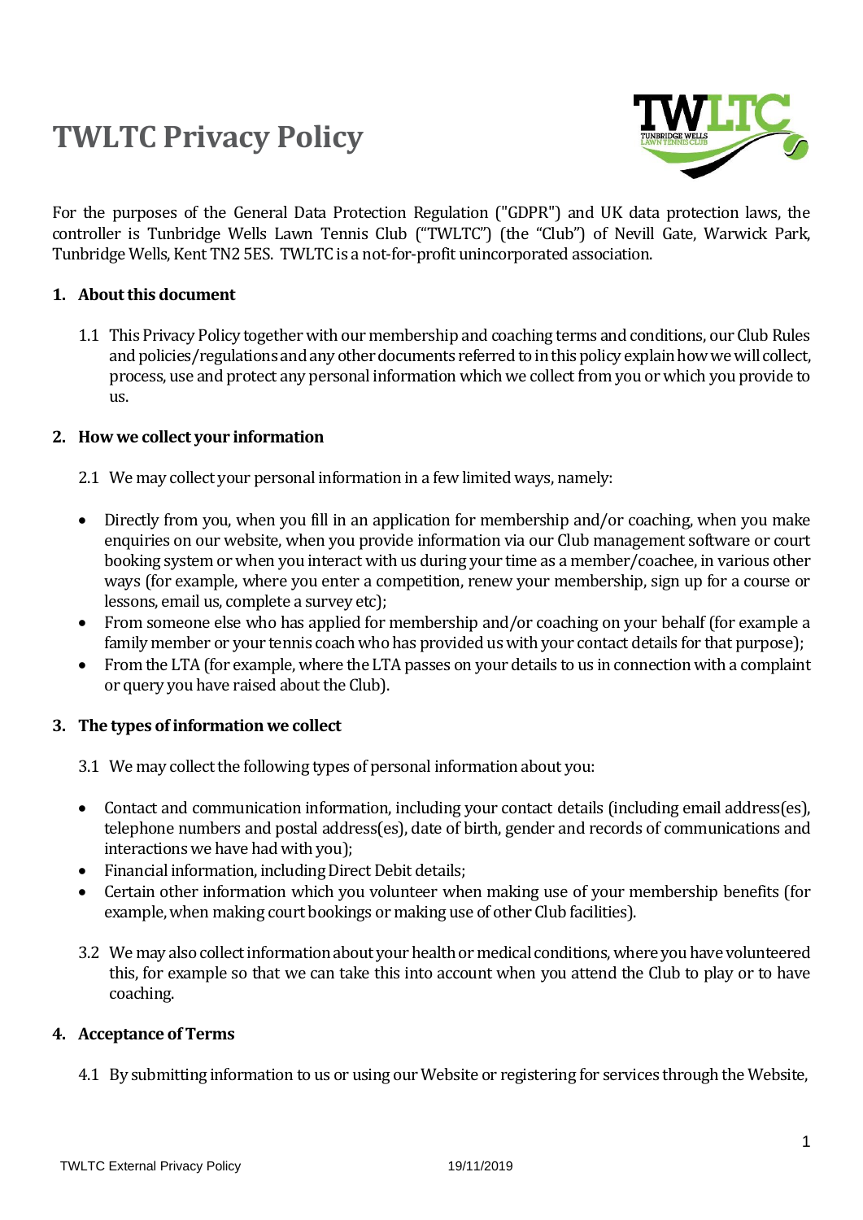# TWLTC Privacy Policy

For the purposes of the General Data Protection Regulation ("GDPR") and UK data protection laws, the controller is Tunbridge Wells Lawn Tennis Club ("TWLTC") (the "Club") of Nevill Gate, Warwick Park, Tunbridge Wells, Kent TN2 5ES. TWLTC is a not-for-profit unincorporated association.

## 1. About this document

1.1 This Privacy Policy together with our membership and coaching terms and conditions, our Club Rules and policies/regulations and any other documents referred to in this policy explain how we will collect, process, use and protect any personal information which we collect from you or which you provide to us.

## 2. How we collect your information

2.1 We may collect your personal information in a few limited ways, namely:

- Directly from you, when you fill in an application for membership and/or coaching, when you make enquiries on our website, when you provide information via our Club management software or court booking system or when you interact with us during your time as a member/coachee, in various other ways (for example, where you enter a competition, renew your membership, sign up for a course or lessons, email us, complete a survey etc);
- From someone else who has applied for membership and/or coaching on your behalf (for example a family member or your tennis coach who has provided us with your contact details for that purpose);
- From the LTA (for example, where the LTA passes on your details to us in connection with a complaint or query you have raised about the Club).

## 3. The types of information we collect

3.1 We may collect the following types of personal information about you:

- Contact and communication information, including your contact details (including email address(es), telephone numbers and postal address(es), date of birth, gender and records of communications and interactions we have had with you);
- Financial information, including Direct Debit details;
- Certain other information which you volunteer when making use of your membership benefits (for example, when making court bookings or making use of other Club facilities).

3.2 We may also collect information about your health or medical conditions, where you have volunteered this, for example so that we can take this into account when you attend the Club to play or to have coaching.

## 4. Acceptance of Terms

4.1 By submitting information to us or using our Website or registering for services through the Website,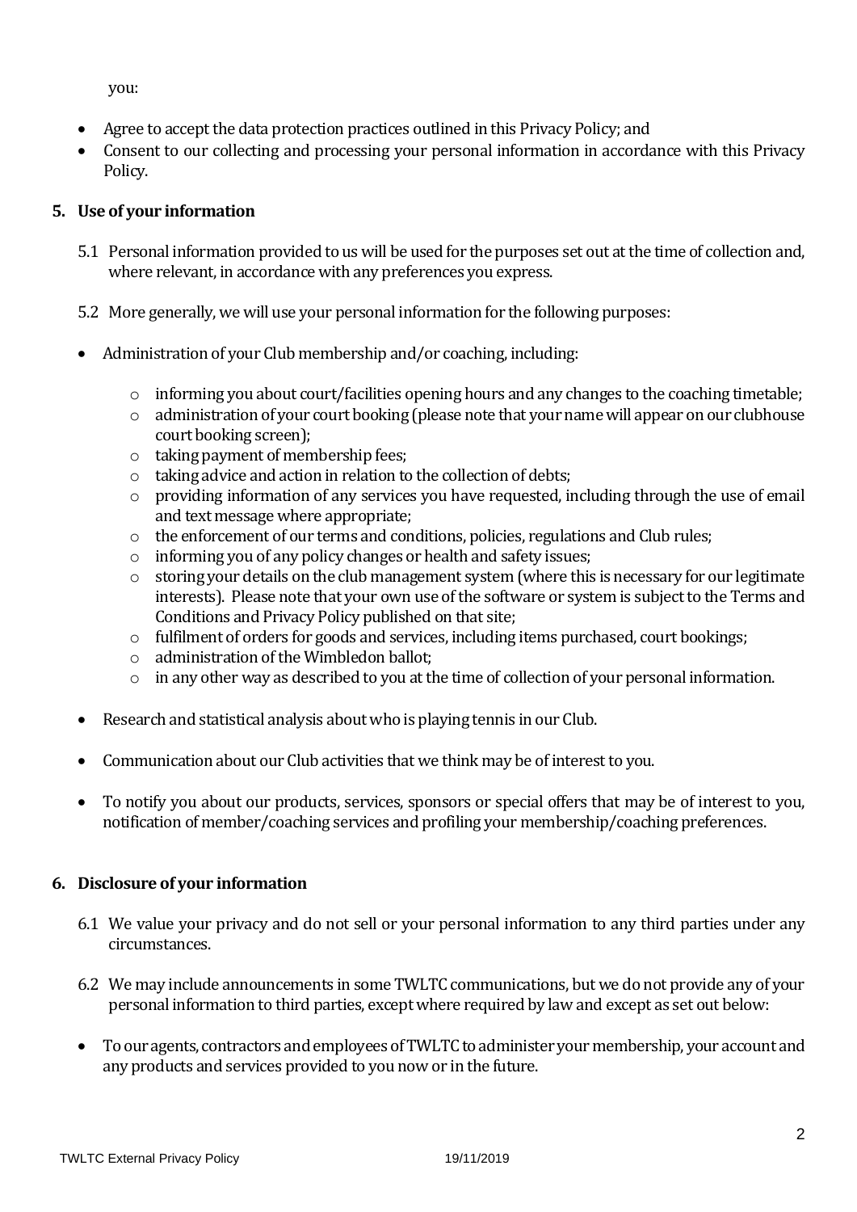you:

- Agree to accept the data protection practices outlined in this Privacy Policy; and
- Consent to our collecting and processing your personal information in accordance with this Privacy Policy.

## 5. Use of your information

5.1 Personal information provided to us will be used for the purposes set out at the time of collection and, where relevant, in accordance with any preferences you express.

5.2 More generally, we will use your personal information for the following purposes:

- Administration of your Club membership and/or coaching, including:
  - informing you about court/facilities opening hours and any changes to the coaching timetable;
  - administration of your court booking (please note that your name will appear on our clubhouse court booking screen);
  - taking payment of membership fees;
  - taking advice and action in relation to the collection of debts;
  - providing information of any services you have requested, including through the use of email and text message where appropriate;
  - the enforcement of our terms and conditions, policies, regulations and Club rules;
  - informing you of any policy changes or health and safety issues;
  - storing your details on the club management system (where this is necessary for our legitimate interests). Please note that your own use of the software or system is subject to the Terms and Conditions and Privacy Policy published on that site;
  - fulfilment of orders for goods and services, including items purchased, court bookings;
  - administration of the Wimbledon ballot;
  - in any other way as described to you at the time of collection of your personal information.
- Research and statistical analysis about who is playing tennis in our Club.
- Communication about our Club activities that we think may be of interest to you.
- To notify you about our products, services, sponsors or special offers that may be of interest to you, notification of member/coaching services and profiling your membership/coaching preferences.

## 6. Disclosure of your information

6.1 We value your privacy and do not sell or your personal information to any third parties under any circumstances.

6.2 We may include announcements in some TWLTC communications, but we do not provide any of your personal information to third parties, except where required by law and except as set out below:

- To our agents, contractors and employees of TWLTC to administer your membership, your account and any products and services provided to you now or in the future.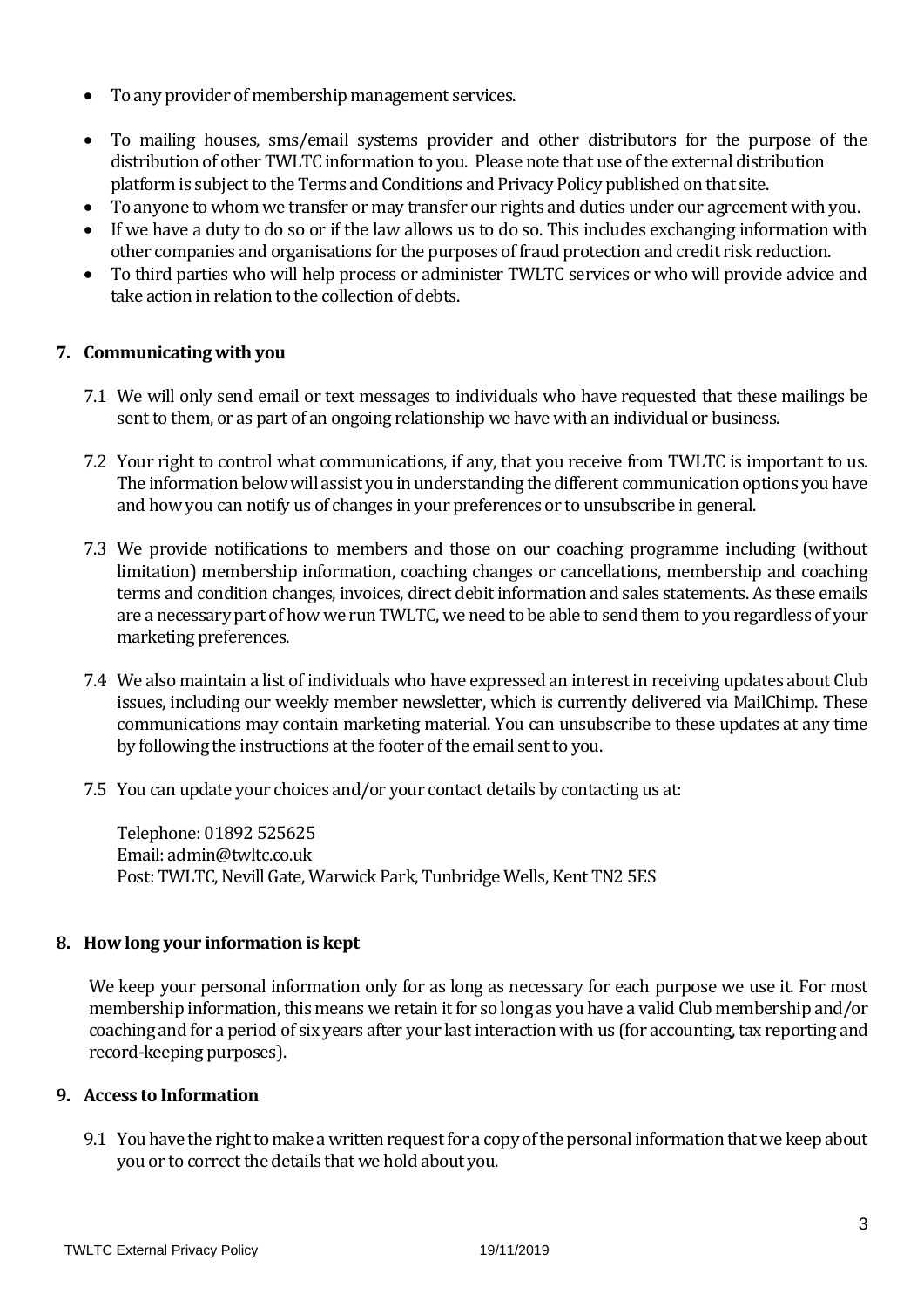- To any provider of membership management services.
- To mailing houses, sms/email systems provider and other distributors for the purpose of the distribution of other TWLTC information to you. Please note that use of the external distribution platform is subject to the Terms and Conditions and Privacy Policy published on that site.
- To anyone to whom we transfer or may transfer our rights and duties under our agreement with you.
- If we have a duty to do so or if the law allows us to do so. This includes exchanging information with other companies and organisations for the purposes of fraud protection and credit risk reduction.
- To third parties who will help process or administer TWLTC services or who will provide advice and take action in relation to the collection of debts.

## 7. Communicating with you

7.1 We will only send email or text messages to individuals who have requested that these mailings be sent to them, or as part of an ongoing relationship we have with an individual or business.

7.2 Your right to control what communications, if any, that you receive from TWLTC is important to us. The information below will assist you in understanding the different communication options you have and how you can notify us of changes in your preferences or to unsubscribe in general.

7.3 We provide notifications to members and those on our coaching programme including (without limitation) membership information, coaching changes or cancellations, membership and coaching terms and condition changes, invoices, direct debit information and sales statements. As these emails are a necessary part of how we run TWLTC, we need to be able to send them to you regardless of your marketing preferences.

7.4 We also maintain a list of individuals who have expressed an interest in receiving updates about Club issues, including our weekly member newsletter, which is currently delivered via MailChimp. These communications may contain marketing material. You can unsubscribe to these updates at any time by following the instructions at the footer of the email sent to you.

7.5 You can update your choices and/or your contact details by contacting us at:

Telephone: 01892 525625
Email: admin@twltc.co.uk
Post: TWLTC, Nevill Gate, Warwick Park, Tunbridge Wells, Kent TN2 5ES

## 8. How long your information is kept

We keep your personal information only for as long as necessary for each purpose we use it. For most membership information, this means we retain it for so long as you have a valid Club membership and/or coaching and for a period of six years after your last interaction with us (for accounting, tax reporting and record-keeping purposes).

## 9. Access to Information

9.1 You have the right to make a written request for a copy of the personal information that we keep about you or to correct the details that we hold about you.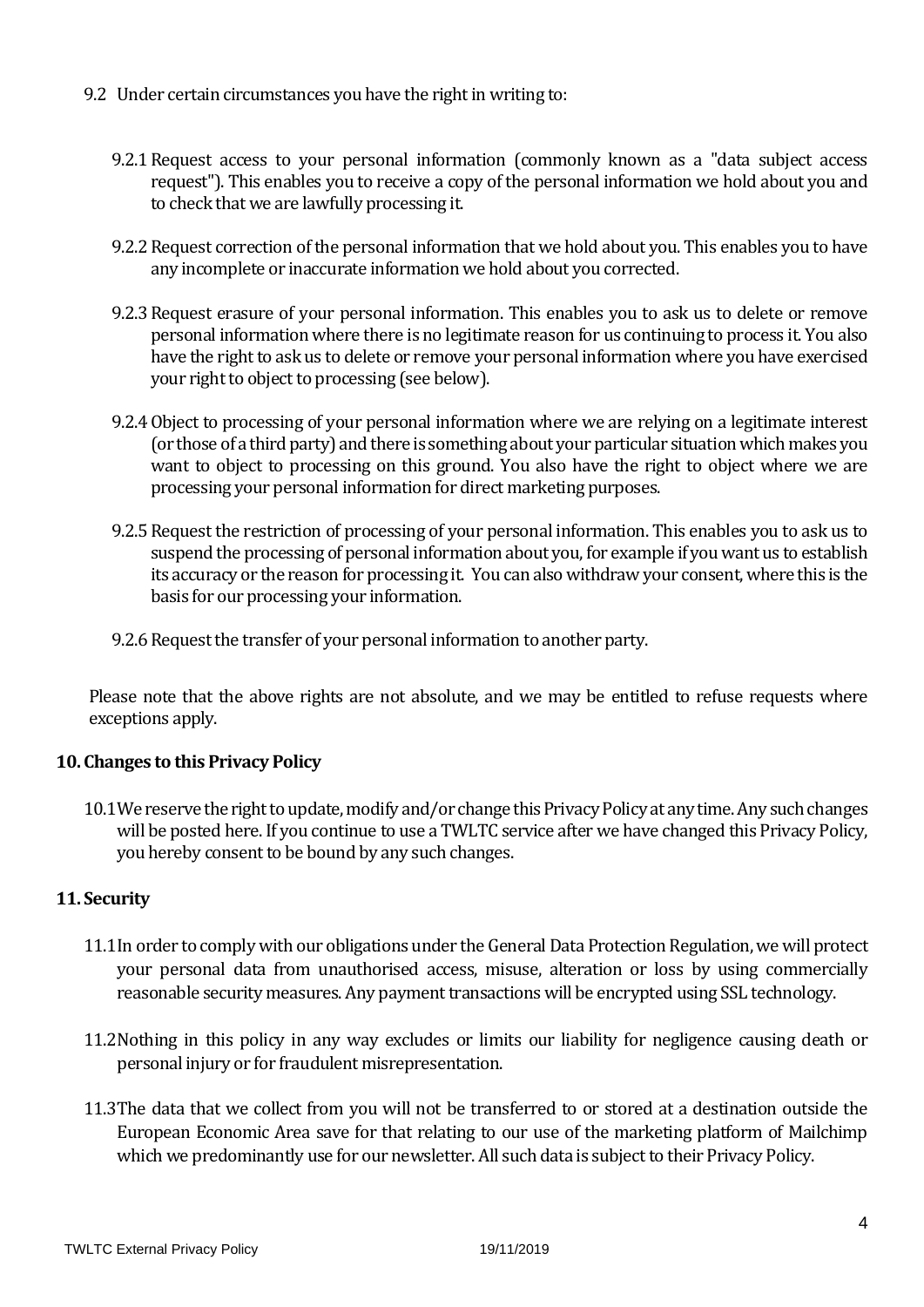9.2 Under certain circumstances you have the right in writing to:

9.2.1 Request access to your personal information (commonly known as a "data subject access request"). This enables you to receive a copy of the personal information we hold about you and to check that we are lawfully processing it.

9.2.2 Request correction of the personal information that we hold about you. This enables you to have any incomplete or inaccurate information we hold about you corrected.

9.2.3 Request erasure of your personal information. This enables you to ask us to delete or remove personal information where there is no legitimate reason for us continuing to process it. You also have the right to ask us to delete or remove your personal information where you have exercised your right to object to processing (see below).

9.2.4 Object to processing of your personal information where we are relying on a legitimate interest (or those of a third party) and there is something about your particular situation which makes you want to object to processing on this ground. You also have the right to object where we are processing your personal information for direct marketing purposes.

9.2.5 Request the restriction of processing of your personal information. This enables you to ask us to suspend the processing of personal information about you, for example if you want us to establish its accuracy or the reason for processing it. You can also withdraw your consent, where this is the basis for our processing your information.

9.2.6 Request the transfer of your personal information to another party.

Please note that the above rights are not absolute, and we may be entitled to refuse requests where exceptions apply.

**10. Changes to this Privacy Policy**

10.1 We reserve the right to update, modify and/or change this Privacy Policy at any time. Any such changes will be posted here. If you continue to use a TWLTC service after we have changed this Privacy Policy, you hereby consent to be bound by any such changes.

**11. Security**

11.1 In order to comply with our obligations under the General Data Protection Regulation, we will protect your personal data from unauthorised access, misuse, alteration or loss by using commercially reasonable security measures. Any payment transactions will be encrypted using SSL technology.

11.2 Nothing in this policy in any way excludes or limits our liability for negligence causing death or personal injury or for fraudulent misrepresentation.

11.3 The data that we collect from you will not be transferred to or stored at a destination outside the European Economic Area save for that relating to our use of the marketing platform of Mailchimp which we predominantly use for our newsletter. All such data is subject to their Privacy Policy.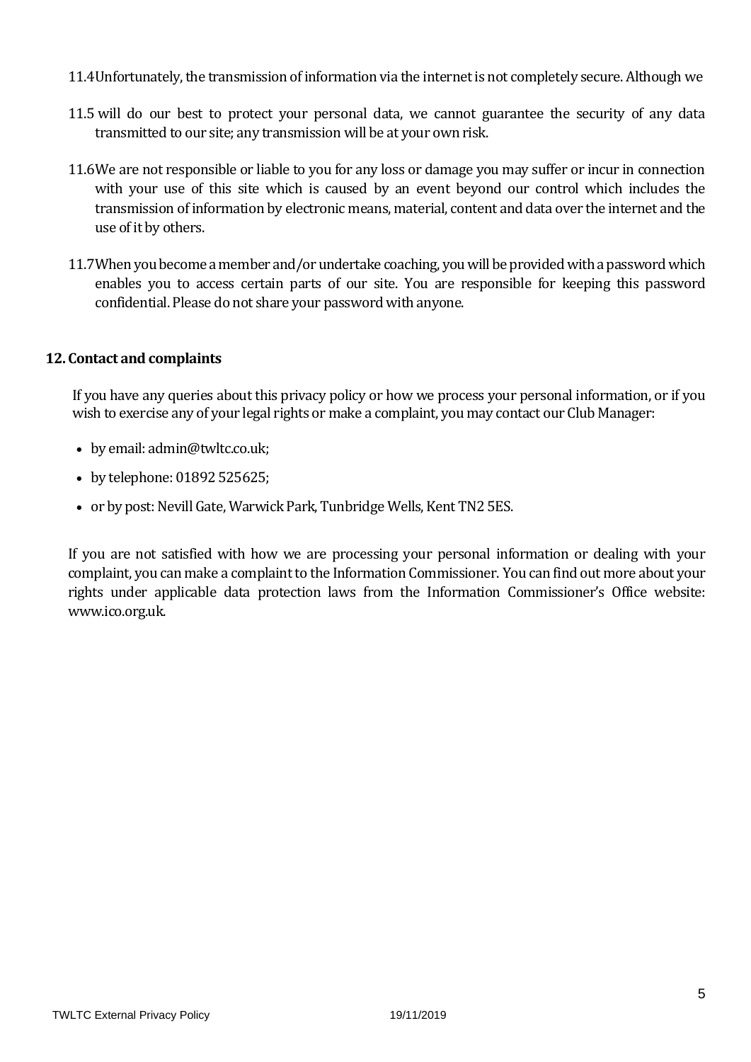11.4 Unfortunately, the transmission of information via the internet is not completely secure. Although we

11.5 will do our best to protect your personal data, we cannot guarantee the security of any data transmitted to our site; any transmission will be at your own risk.

11.6 We are not responsible or liable to you for any loss or damage you may suffer or incur in connection with your use of this site which is caused by an event beyond our control which includes the transmission of information by electronic means, material, content and data over the internet and the use of it by others.

11.7 When you become a member and/or undertake coaching, you will be provided with a password which enables you to access certain parts of our site. You are responsible for keeping this password confidential. Please do not share your password with anyone.

## 12. Contact and complaints

If you have any queries about this privacy policy or how we process your personal information, or if you wish to exercise any of your legal rights or make a complaint, you may contact our Club Manager:

- by email: admin@twltc.co.uk;
- by telephone: 01892 525625;
- or by post: Nevill Gate, Warwick Park, Tunbridge Wells, Kent TN2 5ES.

If you are not satisfied with how we are processing your personal information or dealing with your complaint, you can make a complaint to the Information Commissioner. You can find out more about your rights under applicable data protection laws from the Information Commissioner's Office website: www.ico.org.uk.